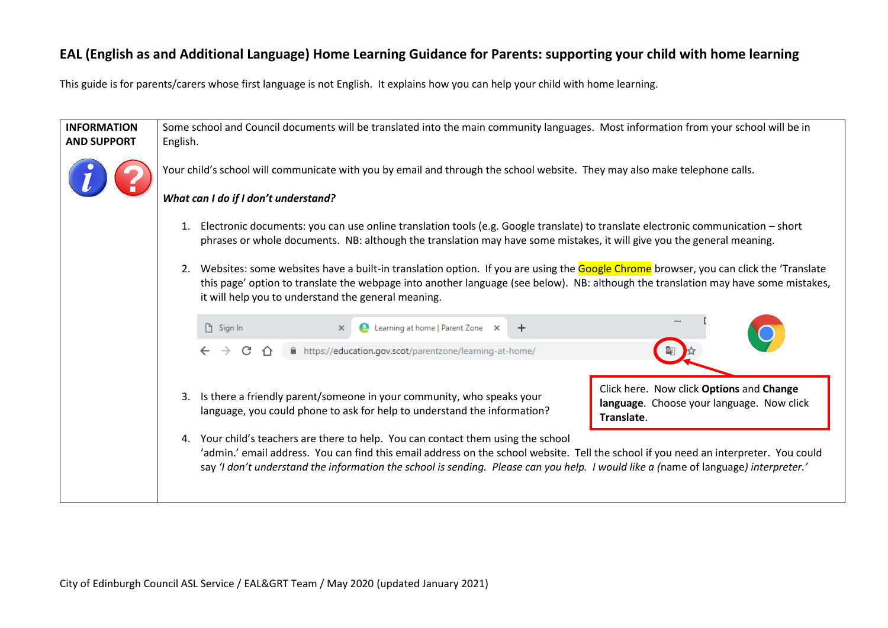# EAL (English as and Additional Language) Home Learning Guidance for Parents: supporting your child with home learning

This guide is for parents/carers whose first language is not English. It explains how you can help your child with home learning.

| **INFORMATION AND SUPPORT** | Some school and Council documents will be translated into the main community languages. Most information from your school will be in English.<br><br>Your child's school will communicate with you by email and through the school website. They may also make telephone calls.<br><br>***What can I do if I don't understand?***<br><br>1. Electronic documents: you can use online translation tools (e.g. Google translate) to translate electronic communication – short phrases or whole documents. NB: although the translation may have some mistakes, it will give you the general meaning.<br>2. Websites: some websites have a built-in translation option. If you are using the Google Chrome browser, you can click the 'Translate this page' option to translate the webpage into another language (see below). NB: although the translation may have some mistakes, it will help you to understand the general meaning.<br><br>Click here. Now click **Options** and **Change language**. Choose your language. Now click **Translate**.<br><br>3. Is there a friendly parent/someone in your community, who speaks your language, you could phone to ask for help to understand the information?<br>4. Your child's teachers are there to help. You can contact them using the school 'admin.' email address. You can find this email address on the school website. Tell the school if you need an interpreter. You could say *'I don't understand the information the school is sending. Please can you help. I would like a* (name of language) *interpreter.'* |
|---|---|

City of Edinburgh Council ASL Service / EAL&GRT Team / May 2020 (updated January 2021)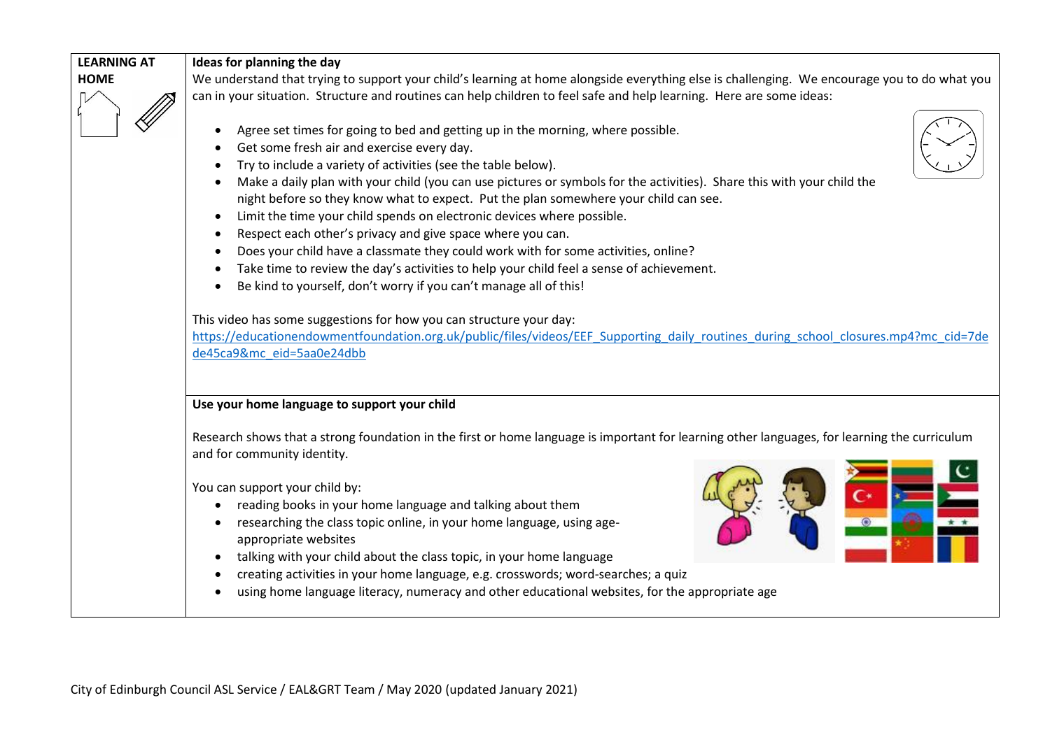| LEARNING AT HOME | Ideas for planning the day |
|---|---|

**LEARNING AT HOME**

### Ideas for planning the day

We understand that trying to support your child's learning at home alongside everything else is challenging. We encourage you to do what you can in your situation. Structure and routines can help children to feel safe and help learning. Here are some ideas:

- Agree set times for going to bed and getting up in the morning, where possible.
- Get some fresh air and exercise every day.
- Try to include a variety of activities (see the table below).
- Make a daily plan with your child (you can use pictures or symbols for the activities). Share this with your child the night before so they know what to expect. Put the plan somewhere your child can see.
- Limit the time your child spends on electronic devices where possible.
- Respect each other's privacy and give space where you can.
- Does your child have a classmate they could work with for some activities, online?
- Take time to review the day's activities to help your child feel a sense of achievement.
- Be kind to yourself, don't worry if you can't manage all of this!

This video has some suggestions for how you can structure your day:
https://educationendowmentfoundation.org.uk/public/files/videos/EEF_Supporting_daily_routines_during_school_closures.mp4?mc_cid=7dede45ca9&mc_eid=5aa0e24dbb

### Use your home language to support your child

Research shows that a strong foundation in the first or home language is important for learning other languages, for learning the curriculum and for community identity.

You can support your child by:

- reading books in your home language and talking about them
- researching the class topic online, in your home language, using age-appropriate websites
- talking with your child about the class topic, in your home language
- creating activities in your home language, e.g. crosswords; word-searches; a quiz
- using home language literacy, numeracy and other educational websites, for the appropriate age

City of Edinburgh Council ASL Service / EAL&GRT Team / May 2020 (updated January 2021)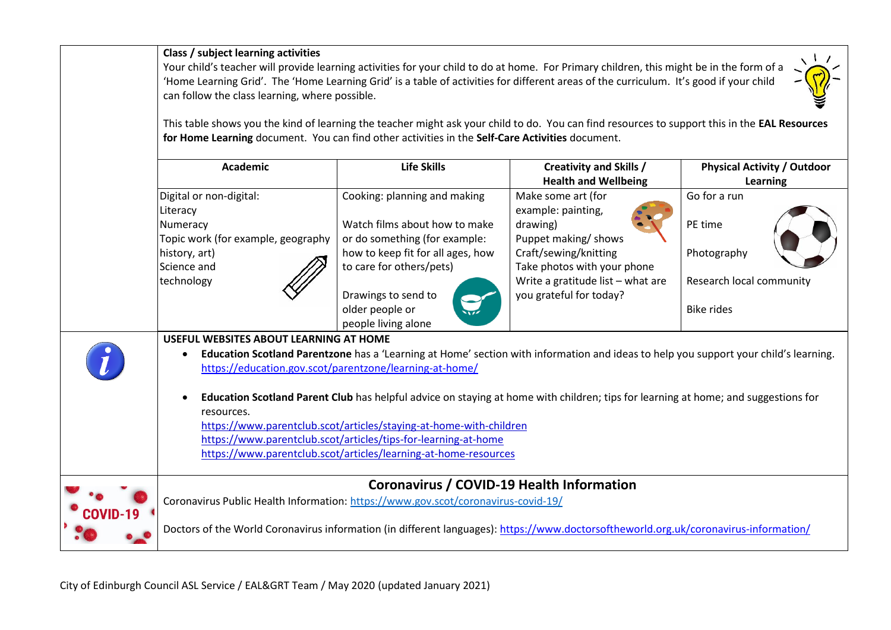**Class / subject learning activities**

Your child's teacher will provide learning activities for your child to do at home. For Primary children, this might be in the form of a 'Home Learning Grid'. The 'Home Learning Grid' is a table of activities for different areas of the curriculum. It's good if your child can follow the class learning, where possible.

This table shows you the kind of learning the teacher might ask your child to do. You can find resources to support this in the **EAL Resources for Home Learning** document. You can find other activities in the **Self-Care Activities** document.

| **Academic** | **Life Skills** | **Creativity and Skills / Health and Wellbeing** | **Physical Activity / Outdoor Learning** |
|---|---|---|---|
| Digital or non-digital:<br>Literacy<br>Numeracy<br>Topic work (for example, geography history, art)<br>Science and technology | Cooking: planning and making<br><br>Watch films about how to make or do something (for example: how to keep fit for all ages, how to care for others/pets)<br><br>Drawings to send to older people or people living alone | Make some art (for example: painting, drawing)<br>Puppet making/ shows<br>Craft/sewing/knitting<br>Take photos with your phone<br>Write a gratitude list – what are you grateful for today? | Go for a run<br><br>PE time<br><br>Photography<br><br>Research local community<br><br>Bike rides |

**USEFUL WEBSITES ABOUT LEARNING AT HOME**

- **Education Scotland Parentzone** has a 'Learning at Home' section with information and ideas to help you support your child's learning.
  https://education.gov.scot/parentzone/learning-at-home/

- **Education Scotland Parent Club** has helpful advice on staying at home with children; tips for learning at home; and suggestions for resources.
  https://www.parentclub.scot/articles/staying-at-home-with-children
  https://www.parentclub.scot/articles/tips-for-learning-at-home
  https://www.parentclub.scot/articles/learning-at-home-resources

## Coronavirus / COVID-19 Health Information

Coronavirus Public Health Information: https://www.gov.scot/coronavirus-covid-19/

Doctors of the World Coronavirus information (in different languages): https://www.doctorsoftheworld.org.uk/coronavirus-information/

City of Edinburgh Council ASL Service / EAL&GRT Team / May 2020 (updated January 2021)